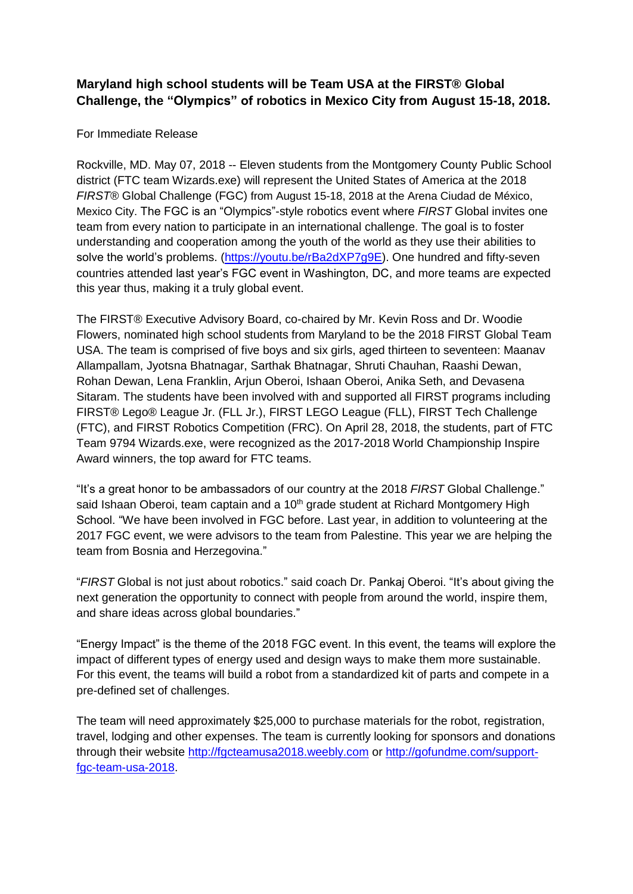**Maryland high school students will be Team USA at the FIRST® Global Challenge, the "Olympics" of robotics in Mexico City from August 15-18, 2018.**

For Immediate Release

Rockville, MD. May 07, 2018 -- Eleven students from the Montgomery County Public School district (FTC team Wizards.exe) will represent the United States of America at the 2018 *FIRST*® Global Challenge (FGC) from August 15-18, 2018 at the Arena Ciudad de México, Mexico City. The FGC is an "Olympics"-style robotics event where *FIRST* Global invites one team from every nation to participate in an international challenge. The goal is to foster understanding and cooperation among the youth of the world as they use their abilities to solve the world's problems. ([https://youtu.be/rBa2dXP7g9E](https://youtu.be/rBa2dXP7g9E)). One hundred and fifty-seven countries attended last year's FGC event in Washington, DC, and more teams are expected this year thus, making it a truly global event.

The FIRST® Executive Advisory Board, co-chaired by Mr. Kevin Ross and Dr. Woodie Flowers, nominated high school students from Maryland to be the 2018 FIRST Global Team USA. The team is comprised of five boys and six girls, aged thirteen to seventeen: Maanav Allampallam, Jyotsna Bhatnagar, Sarthak Bhatnagar, Shruti Chauhan, Raashi Dewan, Rohan Dewan, Lena Franklin, Arjun Oberoi, Ishaan Oberoi, Anika Seth, and Devasena Sitaram. The students have been involved with and supported all FIRST programs including FIRST® Lego® League Jr. (FLL Jr.), FIRST LEGO League (FLL), FIRST Tech Challenge (FTC), and FIRST Robotics Competition (FRC). On April 28, 2018, the students, part of FTC Team 9794 Wizards.exe, were recognized as the 2017-2018 World Championship Inspire Award winners, the top award for FTC teams.

"It's a great honor to be ambassadors of our country at the 2018 *FIRST* Global Challenge." said Ishaan Oberoi, team captain and a 10th grade student at Richard Montgomery High School. "We have been involved in FGC before. Last year, in addition to volunteering at the 2017 FGC event, we were advisors to the team from Palestine. This year we are helping the team from Bosnia and Herzegovina."

"*FIRST* Global is not just about robotics." said coach Dr. Pankaj Oberoi. "It's about giving the next generation the opportunity to connect with people from around the world, inspire them, and share ideas across global boundaries."

"Energy Impact" is the theme of the 2018 FGC event. In this event, the teams will explore the impact of different types of energy used and design ways to make them more sustainable. For this event, the teams will build a robot from a standardized kit of parts and compete in a pre-defined set of challenges.

The team will need approximately $25,000 to purchase materials for the robot, registration, travel, lodging and other expenses. The team is currently looking for sponsors and donations through their website [http://fgcteamusa2018.weebly.com](http://fgcteamusa2018.weebly.com) or [http://gofundme.com/support-fgc-team-usa-2018](http://gofundme.com/support-fgc-team-usa-2018).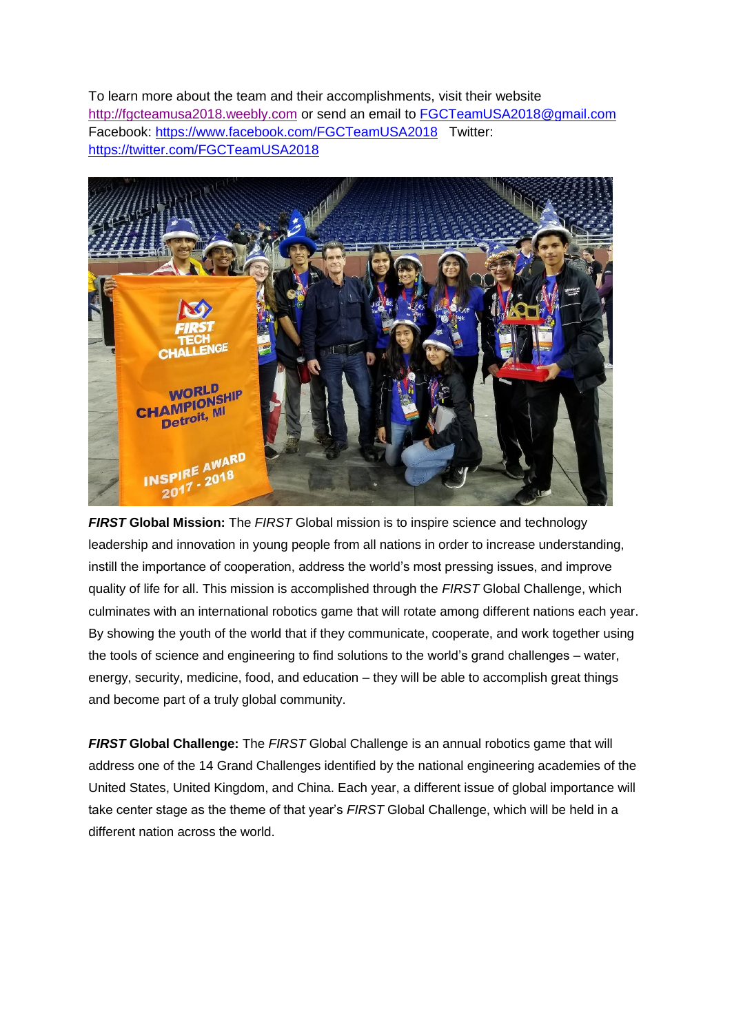To learn more about the team and their accomplishments, visit their website http://fgcteamusa2018.weebly.com or send an email to FGCTeamUSA2018@gmail.com
Facebook: https://www.facebook.com/FGCTeamUSA2018 Twitter: https://twitter.com/FGCTeamUSA2018

***FIRST* Global Mission:** The *FIRST* Global mission is to inspire science and technology leadership and innovation in young people from all nations in order to increase understanding, instill the importance of cooperation, address the world's most pressing issues, and improve quality of life for all. This mission is accomplished through the *FIRST* Global Challenge, which culminates with an international robotics game that will rotate among different nations each year. By showing the youth of the world that if they communicate, cooperate, and work together using the tools of science and engineering to find solutions to the world's grand challenges – water, energy, security, medicine, food, and education – they will be able to accomplish great things and become part of a truly global community.

***FIRST* Global Challenge:** The *FIRST* Global Challenge is an annual robotics game that will address one of the 14 Grand Challenges identified by the national engineering academies of the United States, United Kingdom, and China. Each year, a different issue of global importance will take center stage as the theme of that year's *FIRST* Global Challenge, which will be held in a different nation across the world.